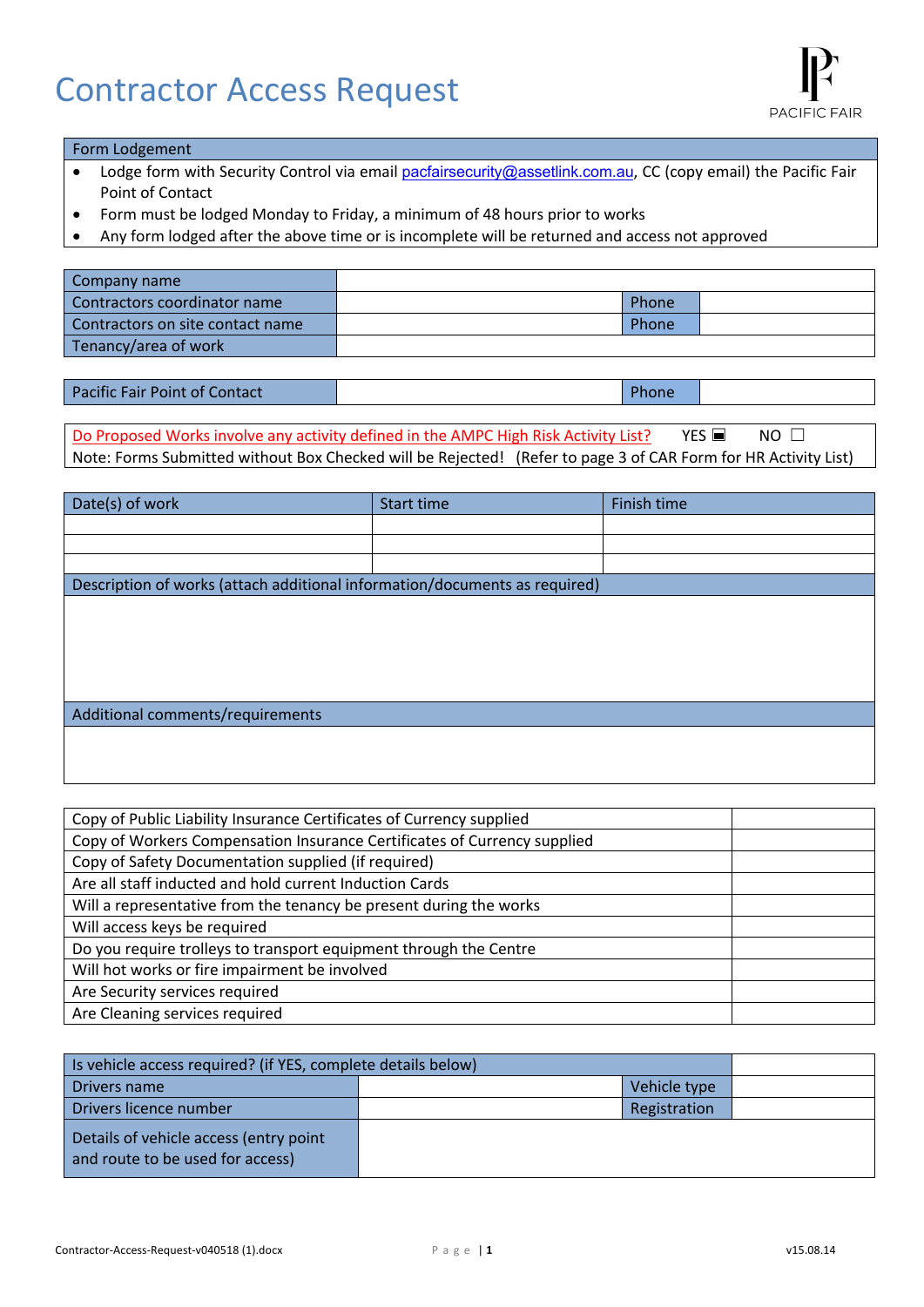# Contractor Access Request

PACIFIC FAIR

| Form Lodgement |
|---|
| • Lodge form with Security Control via email pacfairsecurity@assetlink.com.au, CC (copy email) the Pacific Fair Point of Contact<br>• Form must be lodged Monday to Friday, a minimum of 48 hours prior to works<br>• Any form lodged after the above time or is incomplete will be returned and access not approved |

| Company name | | | |
|---|---|---|---|
| Contractors coordinator name | | Phone | |
| Contractors on site contact name | | Phone | |
| Tenancy/area of work | | | |

| Pacific Fair Point of Contact | | Phone | |
|---|---|---|---|

Do Proposed Works involve any activity defined in the AMPC High Risk Activity List? YES ☐ NO ☐
Note: Forms Submitted without Box Checked will be Rejected! (Refer to page 3 of CAR Form for HR Activity List)

| Date(s) of work | Start time | Finish time |
|---|---|---|
| | | |
| | | |
| | | |

| Description of works (attach additional information/documents as required) |
|---|
| |

| Additional comments/requirements |
|---|
| |

| | |
|---|---|
| Copy of Public Liability Insurance Certificates of Currency supplied | |
| Copy of Workers Compensation Insurance Certificates of Currency supplied | |
| Copy of Safety Documentation supplied (if required) | |
| Are all staff inducted and hold current Induction Cards | |
| Will a representative from the tenancy be present during the works | |
| Will access keys be required | |
| Do you require trolleys to transport equipment through the Centre | |
| Will hot works or fire impairment be involved | |
| Are Security services required | |
| Are Cleaning services required | |

| Is vehicle access required? (if YES, complete details below) | | | |
|---|---|---|---|
| Drivers name | | Vehicle type | |
| Drivers licence number | | Registration | |
| Details of vehicle access (entry point and route to be used for access) | | | |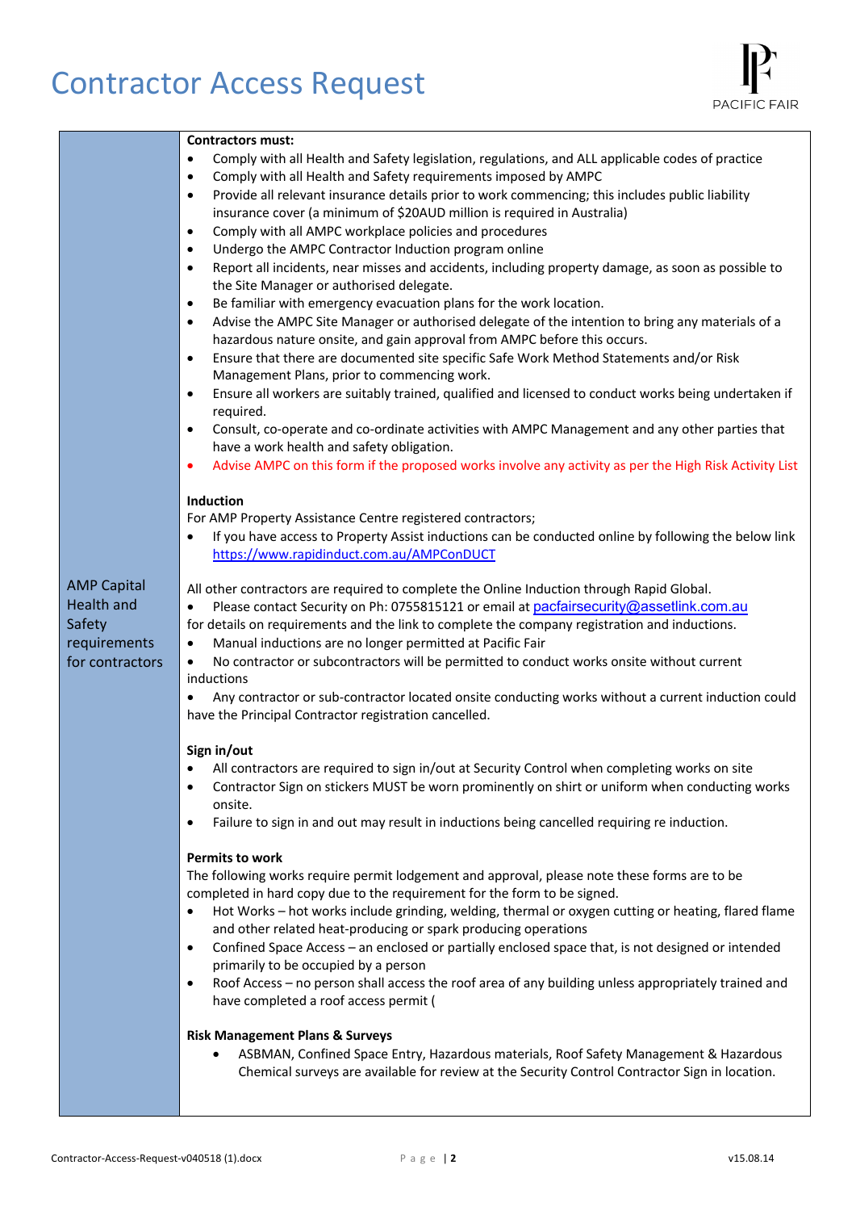# Contractor Access Request

PACIFIC FAIR

| AMP Capital Health and Safety requirements for contractors | **Contractors must:**<br>• Comply with all Health and Safety legislation, regulations, and ALL applicable codes of practice<br>• Comply with all Health and Safety requirements imposed by AMPC<br>• Provide all relevant insurance details prior to work commencing; this includes public liability insurance cover (a minimum of $20AUD million is required in Australia)<br>• Comply with all AMPC workplace policies and procedures<br>• Undergo the AMPC Contractor Induction program online<br>• Report all incidents, near misses and accidents, including property damage, as soon as possible to the Site Manager or authorised delegate.<br>• Be familiar with emergency evacuation plans for the work location.<br>• Advise the AMPC Site Manager or authorised delegate of the intention to bring any materials of a hazardous nature onsite, and gain approval from AMPC before this occurs.<br>• Ensure that there are documented site specific Safe Work Method Statements and/or Risk Management Plans, prior to commencing work.<br>• Ensure all workers are suitably trained, qualified and licensed to conduct works being undertaken if required.<br>• Consult, co-operate and co-ordinate activities with AMPC Management and any other parties that have a work health and safety obligation.<br>• Advise AMPC on this form if the proposed works involve any activity as per the High Risk Activity List<br><br>**Induction**<br>For AMP Property Assistance Centre registered contractors;<br>• If you have access to Property Assist inductions can be conducted online by following the below link https://www.rapidinduct.com.au/AMPConDUCT<br><br>All other contractors are required to complete the Online Induction through Rapid Global.<br>• Please contact Security on Ph: 0755815121 or email at pacfairsecurity@assetlink.com.au for details on requirements and the link to complete the company registration and inductions.<br>• Manual inductions are no longer permitted at Pacific Fair<br>• No contractor or subcontractors will be permitted to conduct works onsite without current inductions<br>• Any contractor or sub-contractor located onsite conducting works without a current induction could have the Principal Contractor registration cancelled.<br><br>**Sign in/out**<br>• All contractors are required to sign in/out at Security Control when completing works on site<br>• Contractor Sign on stickers MUST be worn prominently on shirt or uniform when conducting works onsite.<br>• Failure to sign in and out may result in inductions being cancelled requiring re induction.<br><br>**Permits to work**<br>The following works require permit lodgement and approval, please note these forms are to be completed in hard copy due to the requirement for the form to be signed.<br>• Hot Works – hot works include grinding, welding, thermal or oxygen cutting or heating, flared flame and other related heat-producing or spark producing operations<br>• Confined Space Access – an enclosed or partially enclosed space that, is not designed or intended primarily to be occupied by a person<br>• Roof Access – no person shall access the roof area of any building unless appropriately trained and have completed a roof access permit (<br><br>**Risk Management Plans & Surveys**<br>• ASBMAN, Confined Space Entry, Hazardous materials, Roof Safety Management & Hazardous Chemical surveys are available for review at the Security Control Contractor Sign in location. |
|---|---|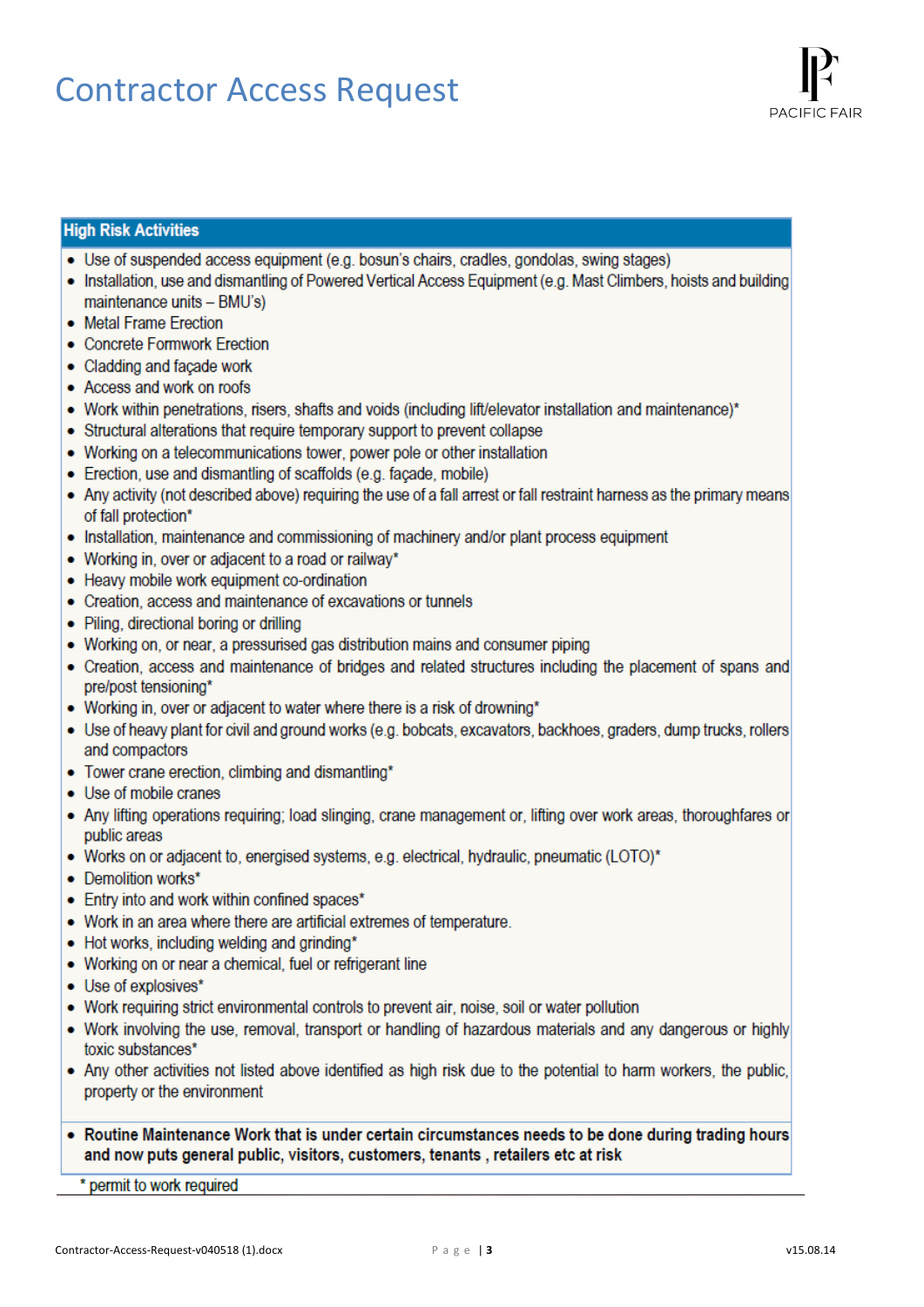# Contractor Access Request

PACIFIC FAIR

## High Risk Activities

- Use of suspended access equipment (e.g. bosun's chairs, cradles, gondolas, swing stages)
- Installation, use and dismantling of Powered Vertical Access Equipment (e.g. Mast Climbers, hoists and building maintenance units – BMU's)
- Metal Frame Erection
- Concrete Formwork Erection
- Cladding and façade work
- Access and work on roofs
- Work within penetrations, risers, shafts and voids (including lift/elevator installation and maintenance)*
- Structural alterations that require temporary support to prevent collapse
- Working on a telecommunications tower, power pole or other installation
- Erection, use and dismantling of scaffolds (e.g. façade, mobile)
- Any activity (not described above) requiring the use of a fall arrest or fall restraint harness as the primary means of fall protection*
- Installation, maintenance and commissioning of machinery and/or plant process equipment
- Working in, over or adjacent to a road or railway*
- Heavy mobile work equipment co-ordination
- Creation, access and maintenance of excavations or tunnels
- Piling, directional boring or drilling
- Working on, or near, a pressurised gas distribution mains and consumer piping
- Creation, access and maintenance of bridges and related structures including the placement of spans and pre/post tensioning*
- Working in, over or adjacent to water where there is a risk of drowning*
- Use of heavy plant for civil and ground works (e.g. bobcats, excavators, backhoes, graders, dump trucks, rollers and compactors
- Tower crane erection, climbing and dismantling*
- Use of mobile cranes
- Any lifting operations requiring; load slinging, crane management or, lifting over work areas, thoroughfares or public areas
- Works on or adjacent to, energised systems, e.g. electrical, hydraulic, pneumatic (LOTO)*
- Demolition works*
- Entry into and work within confined spaces*
- Work in an area where there are artificial extremes of temperature.
- Hot works, including welding and grinding*
- Working on or near a chemical, fuel or refrigerant line
- Use of explosives*
- Work requiring strict environmental controls to prevent air, noise, soil or water pollution
- Work involving the use, removal, transport or handling of hazardous materials and any dangerous or highly toxic substances*
- Any other activities not listed above identified as high risk due to the potential to harm workers, the public, property or the environment

- **Routine Maintenance Work that is under certain circumstances needs to be done during trading hours and now puts general public, visitors, customers, tenants , retailers etc at risk**

\* permit to work required